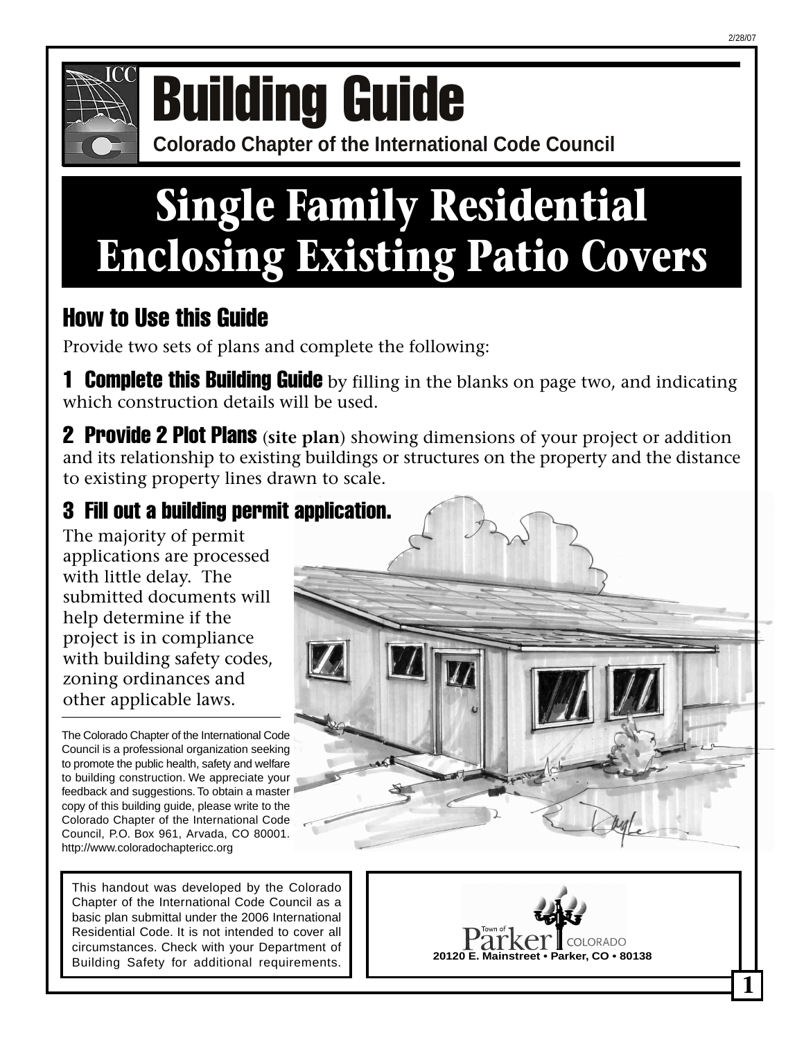# Building Guide

**Colorado Chapter of the International Code Council**

# Single Family Residential Enclosing Existing Patio Covers

## How to Use this Guide

Provide two sets of plans and complete the following:

**1 Complete this Building Guide** by filling in the blanks on page two, and indicating which construction details will be used.

**2 Provide 2 Plot Plans** (**site plan**) showing dimensions of your project or addition and its relationship to existing buildings or structures on the property and the distance to existing property lines drawn to scale.

**3 Fill out a building permit application.**

The majority of permit applications are processed with little delay. The submitted documents will help determine if the project is in compliance with building safety codes, zoning ordinances and other applicable laws.

The Colorado Chapter of the International Code Council is a professional organization seeking to promote the public health, safety and welfare to building construction. We appreciate your feedback and suggestions. To obtain a master copy of this building guide, please write to the Colorado Chapter of the International Code Council, P.O. Box 961, Arvada, CO 80001. http://www.coloradochaptericc.org

This handout was developed by the Colorado Chapter of the International Code Council as a basic plan submittal under the 2006 International Residential Code. It is not intended to cover all circumstances. Check with your Department of Building Safety for additional requirements.

Town of Parker COLORADO
20120 E. Mainstreet • Parker, CO • 80138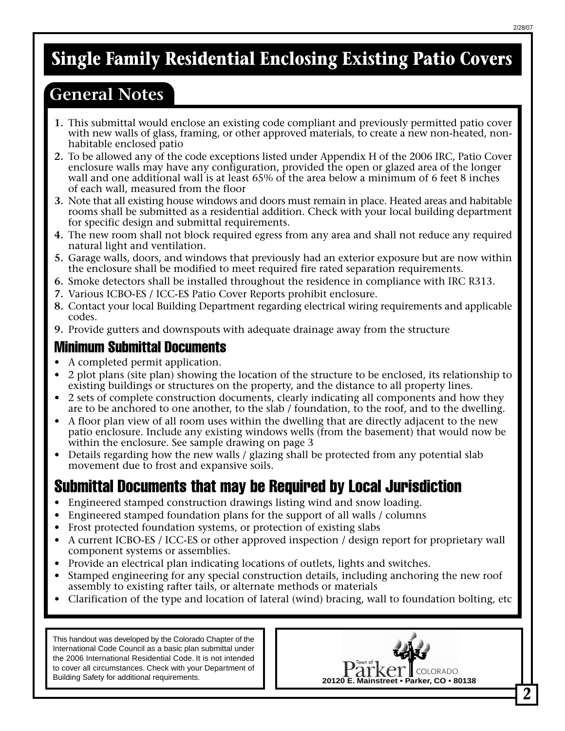# Single Family Residential Enclosing Existing Patio Covers

## General Notes

1. This submittal would enclose an existing code compliant and previously permitted patio cover with new walls of glass, framing, or other approved materials, to create a new non-heated, non-habitable enclosed patio
2. To be allowed any of the code exceptions listed under Appendix H of the 2006 IRC, Patio Cover enclosure walls may have any configuration, provided the open or glazed area of the longer wall and one additional wall is at least 65% of the area below a minimum of 6 feet 8 inches of each wall, measured from the floor
3. Note that all existing house windows and doors must remain in place. Heated areas and habitable rooms shall be submitted as a residential addition. Check with your local building department for specific design and submittal requirements.
4. The new room shall not block required egress from any area and shall not reduce any required natural light and ventilation.
5. Garage walls, doors, and windows that previously had an exterior exposure but are now within the enclosure shall be modified to meet required fire rated separation requirements.
6. Smoke detectors shall be installed throughout the residence in compliance with IRC R313.
7. Various ICBO-ES / ICC-ES Patio Cover Reports prohibit enclosure.
8. Contact your local Building Department regarding electrical wiring requirements and applicable codes.
9. Provide gutters and downspouts with adequate drainage away from the structure

### Minimum Submittal Documents

- A completed permit application.
- 2 plot plans (site plan) showing the location of the structure to be enclosed, its relationship to existing buildings or structures on the property, and the distance to all property lines.
- 2 sets of complete construction documents, clearly indicating all components and how they are to be anchored to one another, to the slab / foundation, to the roof, and to the dwelling.
- A floor plan view of all room uses within the dwelling that are directly adjacent to the new patio enclosure. Include any existing windows wells (from the basement) that would now be within the enclosure. See sample drawing on page 3
- Details regarding how the new walls / glazing shall be protected from any potential slab movement due to frost and expansive soils.

## Submittal Documents that may be Required by Local Jurisdiction

- Engineered stamped construction drawings listing wind and snow loading.
- Engineered stamped foundation plans for the support of all walls / columns
- Frost protected foundation systems, or protection of existing slabs
- A current ICBO-ES / ICC-ES or other approved inspection / design report for proprietary wall component systems or assemblies.
- Provide an electrical plan indicating locations of outlets, lights and switches.
- Stamped engineering for any special construction details, including anchoring the new roof assembly to existing rafter tails, or alternate methods or materials
- Clarification of the type and location of lateral (wind) bracing, wall to foundation bolting, etc

This handout was developed by the Colorado Chapter of the International Code Council as a basic plan submittal under the 2006 International Residential Code. It is not intended to cover all circumstances. Check with your Department of Building Safety for additional requirements.

Town of Parker COLORADO
20120 E. Mainstreet • Parker, CO • 80138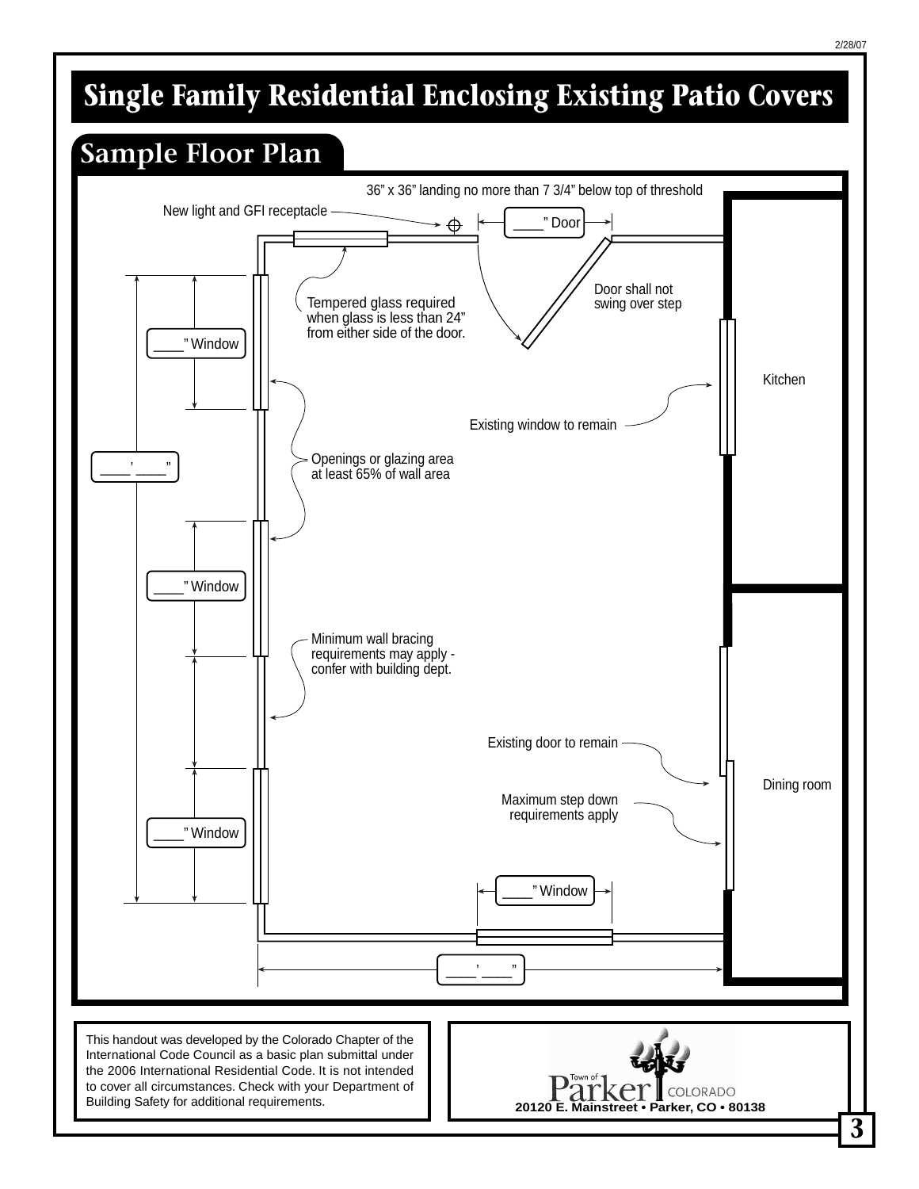# Single Family Residential Enclosing Existing Patio Covers

## Sample Floor Plan

36" x 36" landing no more than 7 3/4" below top of threshold

New light and GFI receptacle

____" Door

Door shall not swing over step

Tempered glass required when glass is less than 24" from either side of the door.

____" Window

Kitchen

Existing window to remain

____' ____"

Openings or glazing area at least 65% of wall area

____" Window

Minimum wall bracing requirements may apply - confer with building dept.

Existing door to remain

Dining room

Maximum step down requirements apply

____" Window

____" Window

____' ____"

This handout was developed by the Colorado Chapter of the International Code Council as a basic plan submittal under the 2006 International Residential Code. It is not intended to cover all circumstances. Check with your Department of Building Safety for additional requirements.

Town of Parker COLORADO
20120 E. Mainstreet • Parker, CO • 80138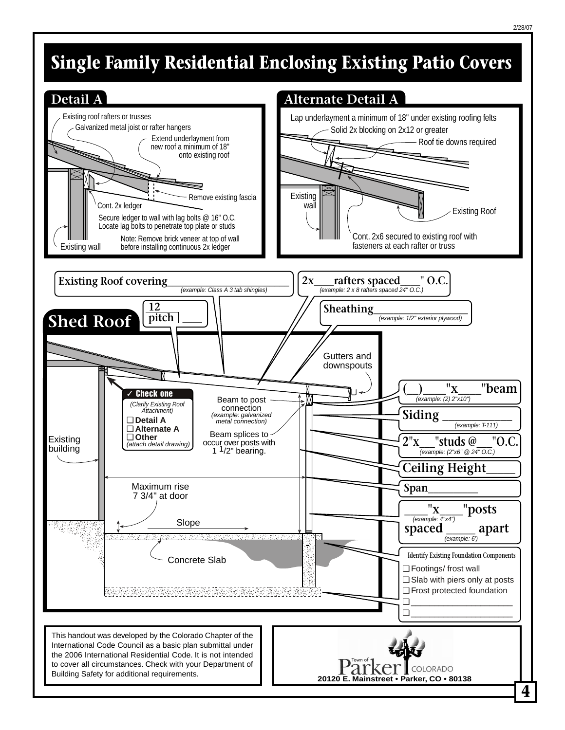# Single Family Residential Enclosing Existing Patio Covers

## Detail A

Existing roof rafters or trusses

Galvanized metal joist or rafter hangers

Extend underlayment from new roof a minimum of 18" onto existing roof

Remove existing fascia

Cont. 2x ledger

Secure ledger to wall with lag bolts @ 16" O.C. Locate lag bolts to penetrate top plate or studs

Note: Remove brick veneer at top of wall before installing continuous 2x ledger

Existing wall

## Alternate Detail A

Lap underlayment a minimum of 18" under existing roofing felts

Solid 2x blocking on 2x12 or greater

Roof tie downs required

Existing wall

Existing Roof

Cont. 2x6 secured to existing roof with fasteners at each rafter or truss

**Existing Roof covering**\_\_\_\_\_\_\_\_\_\_\_\_\_\_\_\_
*(example: Class A 3 tab shingles)*

**2x\_\_\_rafters spaced\_\_\_" O.C.**
*(example: 2 x 8 rafters spaced 24" O.C.)*

**12 / pitch \_\_\_**

**Sheathing**\_\_\_\_\_\_\_\_\_\_\_\_\_\_
*(example: 1/2" exterior plywood)*

## Shed Roof

Gutters and downspouts

**(\_\_)\_\_\_"x\_\_\_"beam**
*(example: (2) 2"x10")*

**✓ Check one**
*(Clarify Existing Roof Attachment)*
- ❑ **Detail A**
- ❑ **Alternate A**
- ❑ **Other** *(attach detail drawing)*

Beam to post connection *(example: galvanized metal connection)*

Beam splices to occur over posts with 1 1/2" bearing.

**Siding** \_\_\_\_\_\_\_\_\_
*(example: T-111)*

**2"x\_\_"studs @\_\_"O.C.**
*(example: (2"x6" @ 24" O.C.)*

Existing building

**Ceiling Height**\_\_\_\_

**Span**\_\_\_\_\_\_\_\_

Maximum rise 7 3/4" at door

**\_\_\_"x\_\_\_"posts**
*(example: 4"x4")*
**spaced \_\_\_\_ apart**
*(example: 6')*

Slope

Concrete Slab

**Identify Existing Foundation Components**
- ❑ Footings/ frost wall
- ❑ Slab with piers only at posts
- ❑ Frost protected foundation
- ❑ \_\_\_\_\_\_\_\_\_\_\_\_\_\_\_\_\_\_\_\_
- ❑ \_\_\_\_\_\_\_\_\_\_\_\_\_\_\_\_\_\_\_\_

This handout was developed by the Colorado Chapter of the International Code Council as a basic plan submittal under the 2006 International Residential Code. It is not intended to cover all circumstances. Check with your Department of Building Safety for additional requirements.

Town of Parker COLORADO
**20120 E. Mainstreet • Parker, CO • 80138**